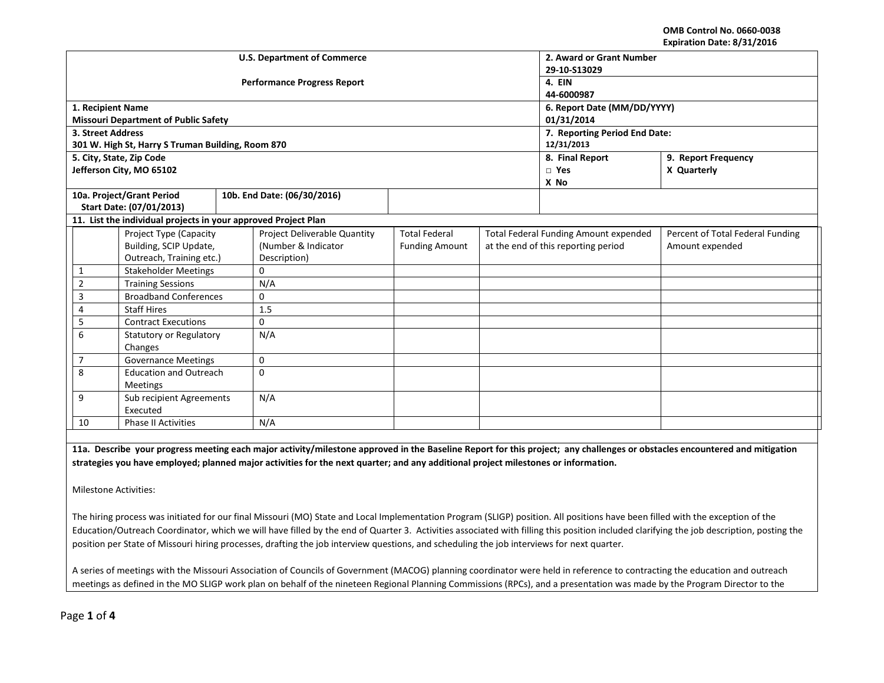OMB Control No. 0660-0038
Expiration Date: 8/31/2016

| U.S. Department of Commerce<br><br>Performance Progress Report | 2. Award or Grant Number<br>29-10-S13029 | |
|---|---|---|
| | 4. EIN<br>44-6000987 | |
| 1. Recipient Name<br>Missouri Department of Public Safety | 6. Report Date (MM/DD/YYYY)<br>01/31/2014 | |
| 3. Street Address<br>301 W. High St, Harry S Truman Building, Room 870 | 7. Reporting Period End Date:<br>12/31/2013 | |
| 5. City, State, Zip Code<br>Jefferson City, MO 65102 | 8. Final Report<br>□ Yes<br>X No | 9. Report Frequency<br>X Quarterly |
| 10a. Project/Grant Period Start Date: (07/01/2013) | 10b. End Date: (06/30/2016) | |

**11. List the individual projects in your approved Project Plan**

| | Project Type (Capacity Building, SCIP Update, Outreach, Training etc.) | Project Deliverable Quantity (Number & Indicator Description) | Total Federal Funding Amount | Total Federal Funding Amount expended at the end of this reporting period | Percent of Total Federal Funding Amount expended |
|---|---|---|---|---|---|
| 1 | Stakeholder Meetings | 0 | | | |
| 2 | Training Sessions | N/A | | | |
| 3 | Broadband Conferences | 0 | | | |
| 4 | Staff Hires | 1.5 | | | |
| 5 | Contract Executions | 0 | | | |
| 6 | Statutory or Regulatory Changes | N/A | | | |
| 7 | Governance Meetings | 0 | | | |
| 8 | Education and Outreach Meetings | 0 | | | |
| 9 | Sub recipient Agreements Executed | N/A | | | |
| 10 | Phase II Activities | N/A | | | |

**11a. Describe your progress meeting each major activity/milestone approved in the Baseline Report for this project; any challenges or obstacles encountered and mitigation strategies you have employed; planned major activities for the next quarter; and any additional project milestones or information.**

Milestone Activities:

The hiring process was initiated for our final Missouri (MO) State and Local Implementation Program (SLIGP) position. All positions have been filled with the exception of the Education/Outreach Coordinator, which we will have filled by the end of Quarter 3. Activities associated with filling this position included clarifying the job description, posting the position per State of Missouri hiring processes, drafting the job interview questions, and scheduling the job interviews for next quarter.

A series of meetings with the Missouri Association of Councils of Government (MACOG) planning coordinator were held in reference to contracting the education and outreach meetings as defined in the MO SLIGP work plan on behalf of the nineteen Regional Planning Commissions (RPCs), and a presentation was made by the Program Director to the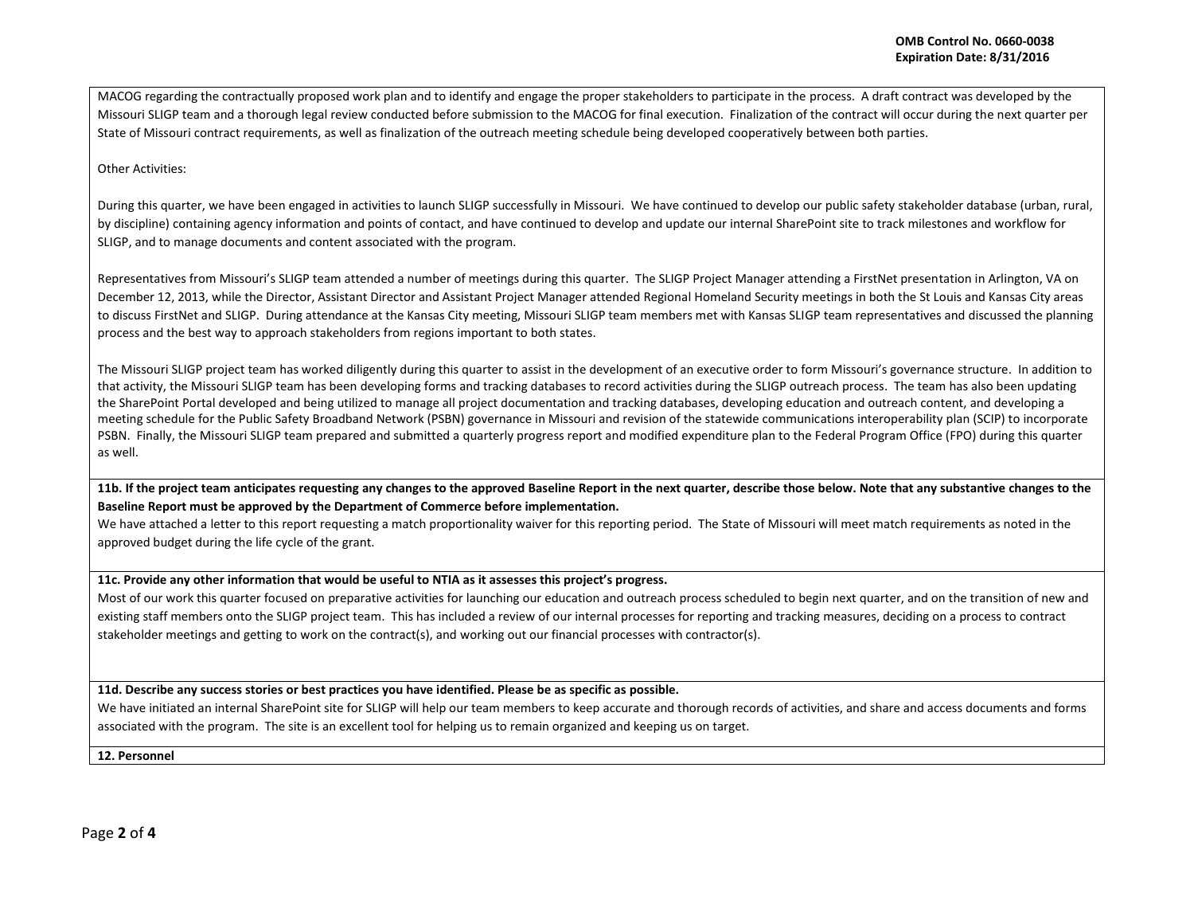MACOG regarding the contractually proposed work plan and to identify and engage the proper stakeholders to participate in the process. A draft contract was developed by the Missouri SLIGP team and a thorough legal review conducted before submission to the MACOG for final execution. Finalization of the contract will occur during the next quarter per State of Missouri contract requirements, as well as finalization of the outreach meeting schedule being developed cooperatively between both parties.

Other Activities:

During this quarter, we have been engaged in activities to launch SLIGP successfully in Missouri. We have continued to develop our public safety stakeholder database (urban, rural, by discipline) containing agency information and points of contact, and have continued to develop and update our internal SharePoint site to track milestones and workflow for SLIGP, and to manage documents and content associated with the program.

Representatives from Missouri's SLIGP team attended a number of meetings during this quarter. The SLIGP Project Manager attending a FirstNet presentation in Arlington, VA on December 12, 2013, while the Director, Assistant Director and Assistant Project Manager attended Regional Homeland Security meetings in both the St Louis and Kansas City areas to discuss FirstNet and SLIGP. During attendance at the Kansas City meeting, Missouri SLIGP team members met with Kansas SLIGP team representatives and discussed the planning process and the best way to approach stakeholders from regions important to both states.

The Missouri SLIGP project team has worked diligently during this quarter to assist in the development of an executive order to form Missouri's governance structure. In addition to that activity, the Missouri SLIGP team has been developing forms and tracking databases to record activities during the SLIGP outreach process. The team has also been updating the SharePoint Portal developed and being utilized to manage all project documentation and tracking databases, developing education and outreach content, and developing a meeting schedule for the Public Safety Broadband Network (PSBN) governance in Missouri and revision of the statewide communications interoperability plan (SCIP) to incorporate PSBN. Finally, the Missouri SLIGP team prepared and submitted a quarterly progress report and modified expenditure plan to the Federal Program Office (FPO) during this quarter as well.

**11b. If the project team anticipates requesting any changes to the approved Baseline Report in the next quarter, describe those below. Note that any substantive changes to the Baseline Report must be approved by the Department of Commerce before implementation.**

We have attached a letter to this report requesting a match proportionality waiver for this reporting period. The State of Missouri will meet match requirements as noted in the approved budget during the life cycle of the grant.

**11c. Provide any other information that would be useful to NTIA as it assesses this project's progress.**

Most of our work this quarter focused on preparative activities for launching our education and outreach process scheduled to begin next quarter, and on the transition of new and existing staff members onto the SLIGP project team. This has included a review of our internal processes for reporting and tracking measures, deciding on a process to contract stakeholder meetings and getting to work on the contract(s), and working out our financial processes with contractor(s).

**11d. Describe any success stories or best practices you have identified. Please be as specific as possible.**

We have initiated an internal SharePoint site for SLIGP will help our team members to keep accurate and thorough records of activities, and share and access documents and forms associated with the program. The site is an excellent tool for helping us to remain organized and keeping us on target.

**12. Personnel**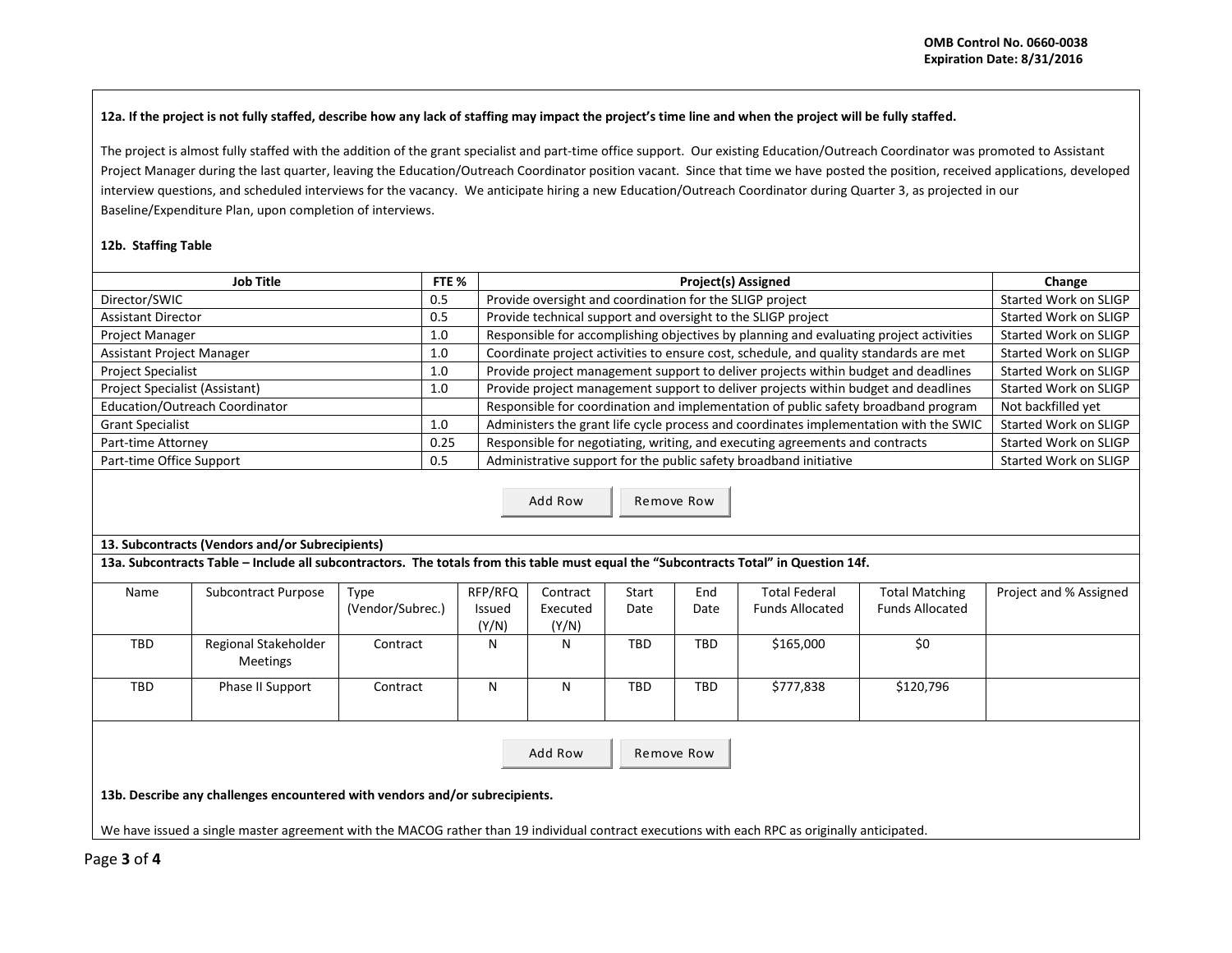**12a. If the project is not fully staffed, describe how any lack of staffing may impact the project's time line and when the project will be fully staffed.**

The project is almost fully staffed with the addition of the grant specialist and part-time office support. Our existing Education/Outreach Coordinator was promoted to Assistant Project Manager during the last quarter, leaving the Education/Outreach Coordinator position vacant. Since that time we have posted the position, received applications, developed interview questions, and scheduled interviews for the vacancy. We anticipate hiring a new Education/Outreach Coordinator during Quarter 3, as projected in our Baseline/Expenditure Plan, upon completion of interviews.

**12b. Staffing Table**

| Job Title | FTE % | Project(s) Assigned | Change |
|---|---|---|---|
| Director/SWIC | 0.5 | Provide oversight and coordination for the SLIGP project | Started Work on SLIGP |
| Assistant Director | 0.5 | Provide technical support and oversight to the SLIGP project | Started Work on SLIGP |
| Project Manager | 1.0 | Responsible for accomplishing objectives by planning and evaluating project activities | Started Work on SLIGP |
| Assistant Project Manager | 1.0 | Coordinate project activities to ensure cost, schedule, and quality standards are met | Started Work on SLIGP |
| Project Specialist | 1.0 | Provide project management support to deliver projects within budget and deadlines | Started Work on SLIGP |
| Project Specialist (Assistant) | 1.0 | Provide project management support to deliver projects within budget and deadlines | Started Work on SLIGP |
| Education/Outreach Coordinator | | Responsible for coordination and implementation of public safety broadband program | Not backfilled yet |
| Grant Specialist | 1.0 | Administers the grant life cycle process and coordinates implementation with the SWIC | Started Work on SLIGP |
| Part-time Attorney | 0.25 | Responsible for negotiating, writing, and executing agreements and contracts | Started Work on SLIGP |
| Part-time Office Support | 0.5 | Administrative support for the public safety broadband initiative | Started Work on SLIGP |

**13. Subcontracts (Vendors and/or Subrecipients)**

**13a. Subcontracts Table – Include all subcontractors. The totals from this table must equal the "Subcontracts Total" in Question 14f.**

| Name | Subcontract Purpose | Type (Vendor/Subrec.) | RFP/RFQ Issued (Y/N) | Contract Executed (Y/N) | Start Date | End Date | Total Federal Funds Allocated | Total Matching Funds Allocated | Project and % Assigned |
|---|---|---|---|---|---|---|---|---|---|
| TBD | Regional Stakeholder Meetings | Contract | N | N | TBD | TBD | $165,000 | $0 | |
| TBD | Phase II Support | Contract | N | N | TBD | TBD | $777,838 | $120,796 | |

**13b. Describe any challenges encountered with vendors and/or subrecipients.**

We have issued a single master agreement with the MACOG rather than 19 individual contract executions with each RPC as originally anticipated.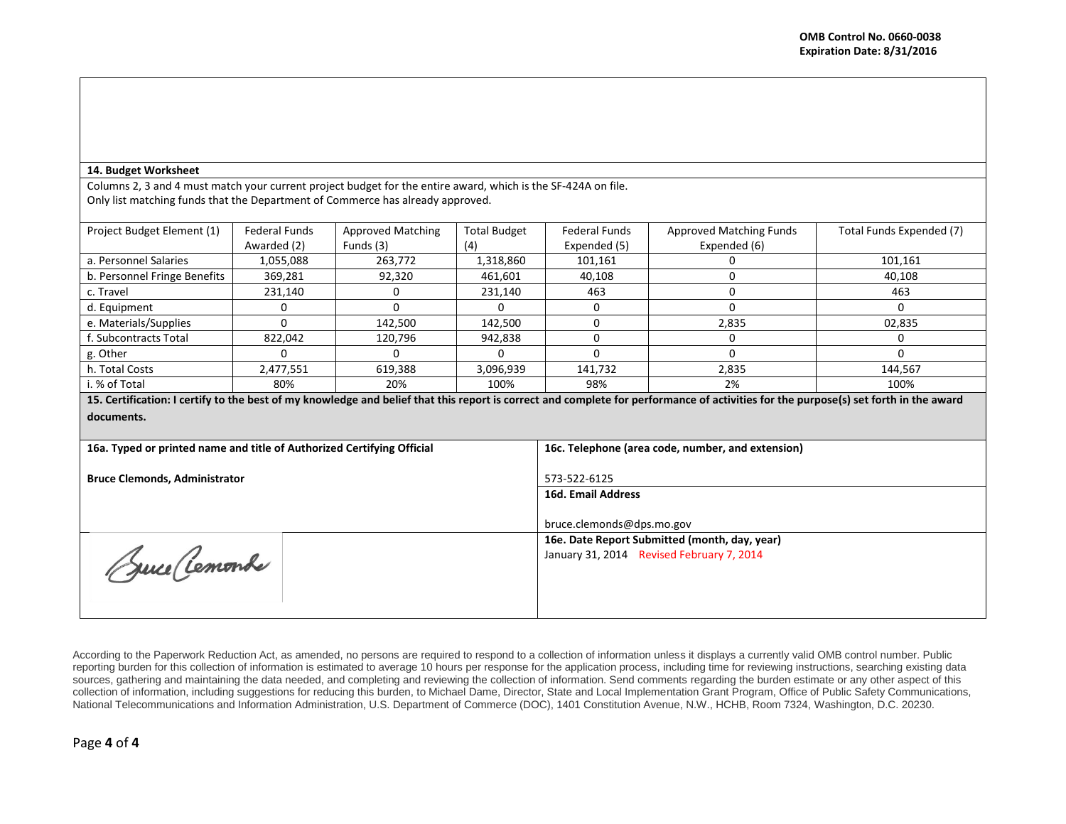OMB Control No. 0660-0038
Expiration Date: 8/31/2016

**14. Budget Worksheet**

Columns 2, 3 and 4 must match your current project budget for the entire award, which is the SF-424A on file.
Only list matching funds that the Department of Commerce has already approved.

| Project Budget Element (1) | Federal Funds Awarded (2) | Approved Matching Funds (3) | Total Budget (4) | Federal Funds Expended (5) | Approved Matching Funds Expended (6) | Total Funds Expended (7) |
|---|---|---|---|---|---|---|
| a. Personnel Salaries | 1,055,088 | 263,772 | 1,318,860 | 101,161 | 0 | 101,161 |
| b. Personnel Fringe Benefits | 369,281 | 92,320 | 461,601 | 40,108 | 0 | 40,108 |
| c. Travel | 231,140 | 0 | 231,140 | 463 | 0 | 463 |
| d. Equipment | 0 | 0 | 0 | 0 | 0 | 0 |
| e. Materials/Supplies | 0 | 142,500 | 142,500 | 0 | 2,835 | 02,835 |
| f. Subcontracts Total | 822,042 | 120,796 | 942,838 | 0 | 0 | 0 |
| g. Other | 0 | 0 | 0 | 0 | 0 | 0 |
| h. Total Costs | 2,477,551 | 619,388 | 3,096,939 | 141,732 | 2,835 | 144,567 |
| i. % of Total | 80% | 20% | 100% | 98% | 2% | 100% |

**15. Certification: I certify to the best of my knowledge and belief that this report is correct and complete for performance of activities for the purpose(s) set forth in the award documents.**

**16a. Typed or printed name and title of Authorized Certifying Official**

**Bruce Clemonds, Administrator**

Bruce Clemonds

**16c. Telephone (area code, number, and extension)**

573-522-6125

**16d. Email Address**

bruce.clemonds@dps.mo.gov

**16e. Date Report Submitted (month, day, year)**

January 31, 2014 Revised February 7, 2014

According to the Paperwork Reduction Act, as amended, no persons are required to respond to a collection of information unless it displays a currently valid OMB control number. Public reporting burden for this collection of information is estimated to average 10 hours per response for the application process, including time for reviewing instructions, searching existing data sources, gathering and maintaining the data needed, and completing and reviewing the collection of information. Send comments regarding the burden estimate or any other aspect of this collection of information, including suggestions for reducing this burden, to Michael Dame, Director, State and Local Implementation Grant Program, Office of Public Safety Communications, National Telecommunications and Information Administration, U.S. Department of Commerce (DOC), 1401 Constitution Avenue, N.W., HCHB, Room 7324, Washington, D.C. 20230.